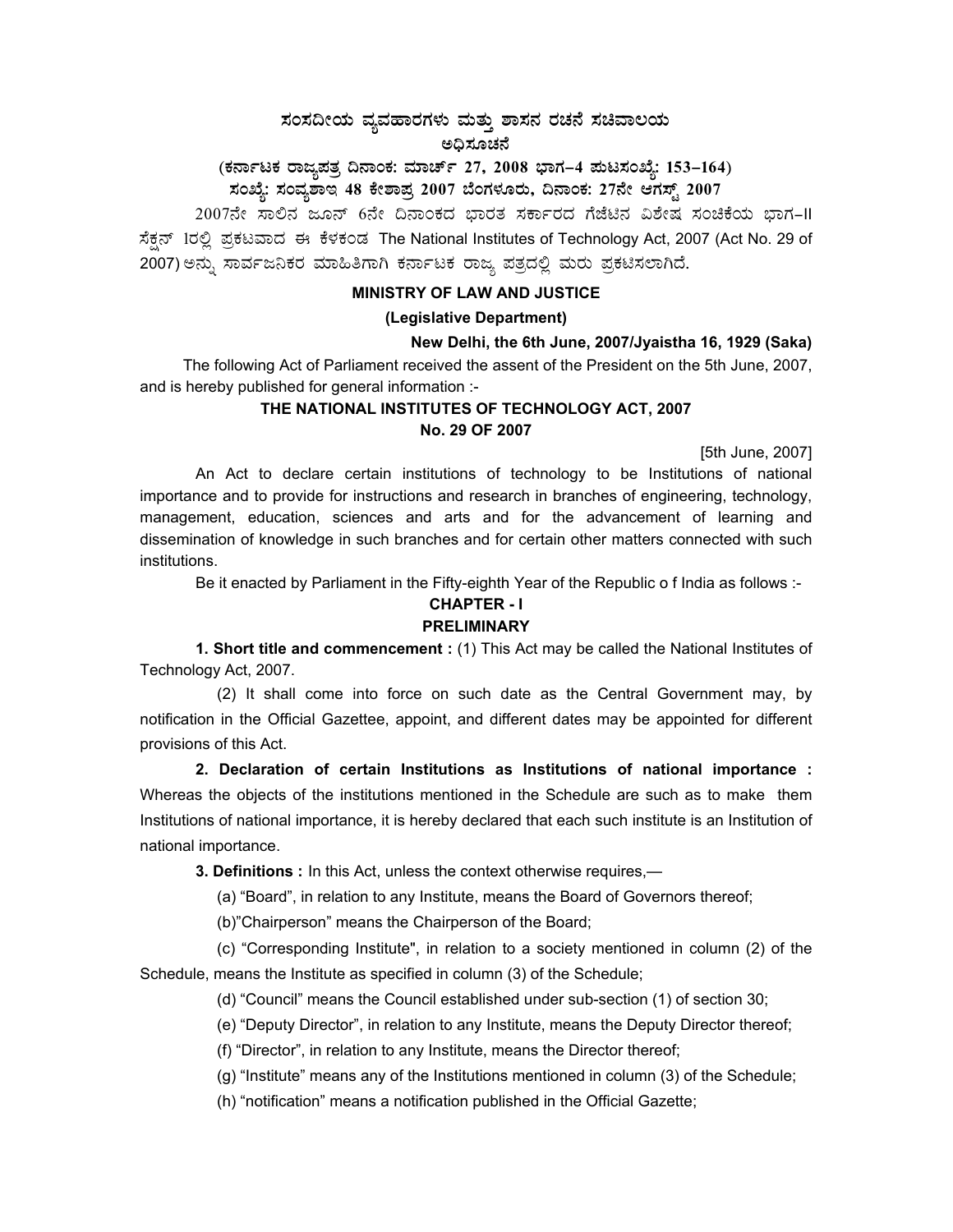# ಸಂಸದೀಯ ವ್ಯವಹಾರಗಳು ಮತ್ತು ಶಾಸನ ರಚನೆ ಸಚಿವಾಲಯ

## ಅಧಿಸೂಚನೆ

**(ಕರ್ನಾಟಕ ರಾಜ್ಯಪತ್ರ ದಿನಾಂಕ: ಮಾರ್ಚ್ 27, 2008 ಭಾಗ–4 ಪುಟಸಂಖ್ಯೆ: 153–164)**

**ಸಂಖ್ಯೆ: ಸಂವ್ಯಶಾಇ 48 ಕೇಶಾಪ್ರ 2007 ಬೆಂಗಳೂರು, ದಿನಾಂಕ: 27ನೇ ಆಗಸ್ಟ್ 2007**

2007ನೇ ಸಾಲಿನ ಜೂನ್ 6ನೇ ದಿನಾಂಕದ ಭಾರತ ಸರ್ಕಾರದ ಗೆಜೆಟಿನ ವಿಶೇಷ ಸಂಚಿಕೆಯ ಭಾಗ–II ಸೆಕ್ಷನ್ 1ರಲ್ಲಿ ಪ್ರಕಟವಾದ ಈ ಕೆಳಕಂಡ The National Institutes of Technology Act, 2007 (Act No. 29 of 2007) ಅನ್ನು ಸಾರ್ವಜನಿಕರ ಮಾಹಿತಿಗಾಗಿ ಕರ್ನಾಟಕ ರಾಜ್ಯ ಪತ್ರದಲ್ಲಿ ಮರು ಪ್ರಕಟಿಸಲಾಗಿದೆ.

**MINISTRY OF LAW AND JUSTICE**

**(Legislative Department)**

**New Delhi, the 6th June, 2007/Jyaistha 16, 1929 (Saka)**

The following Act of Parliament received the assent of the President on the 5th June, 2007, and is hereby published for general information :-

## THE NATIONAL INSTITUTES OF TECHNOLOGY ACT, 2007
## No. 29 OF 2007

[5th June, 2007]

An Act to declare certain institutions of technology to be Institutions of national importance and to provide for instructions and research in branches of engineering, technology, management, education, sciences and arts and for the advancement of learning and dissemination of knowledge in such branches and for certain other matters connected with such institutions.

Be it enacted by Parliament in the Fifty-eighth Year of the Republic o f India as follows :-

## CHAPTER - I
## PRELIMINARY

**1. Short title and commencement :** (1) This Act may be called the National Institutes of Technology Act, 2007.

(2) It shall come into force on such date as the Central Government may, by notification in the Official Gazettee, appoint, and different dates may be appointed for different provisions of this Act.

**2. Declaration of certain Institutions as Institutions of national importance :** Whereas the objects of the institutions mentioned in the Schedule are such as to make them Institutions of national importance, it is hereby declared that each such institute is an Institution of national importance.

**3. Definitions :** In this Act, unless the context otherwise requires,—

(a) "Board", in relation to any Institute, means the Board of Governors thereof;

(b)"Chairperson" means the Chairperson of the Board;

(c) "Corresponding Institute", in relation to a society mentioned in column (2) of the Schedule, means the Institute as specified in column (3) of the Schedule;

(d) "Council" means the Council established under sub-section (1) of section 30;

(e) "Deputy Director", in relation to any Institute, means the Deputy Director thereof;

(f) "Director", in relation to any Institute, means the Director thereof;

(g) "Institute" means any of the Institutions mentioned in column (3) of the Schedule;

(h) "notification" means a notification published in the Official Gazette;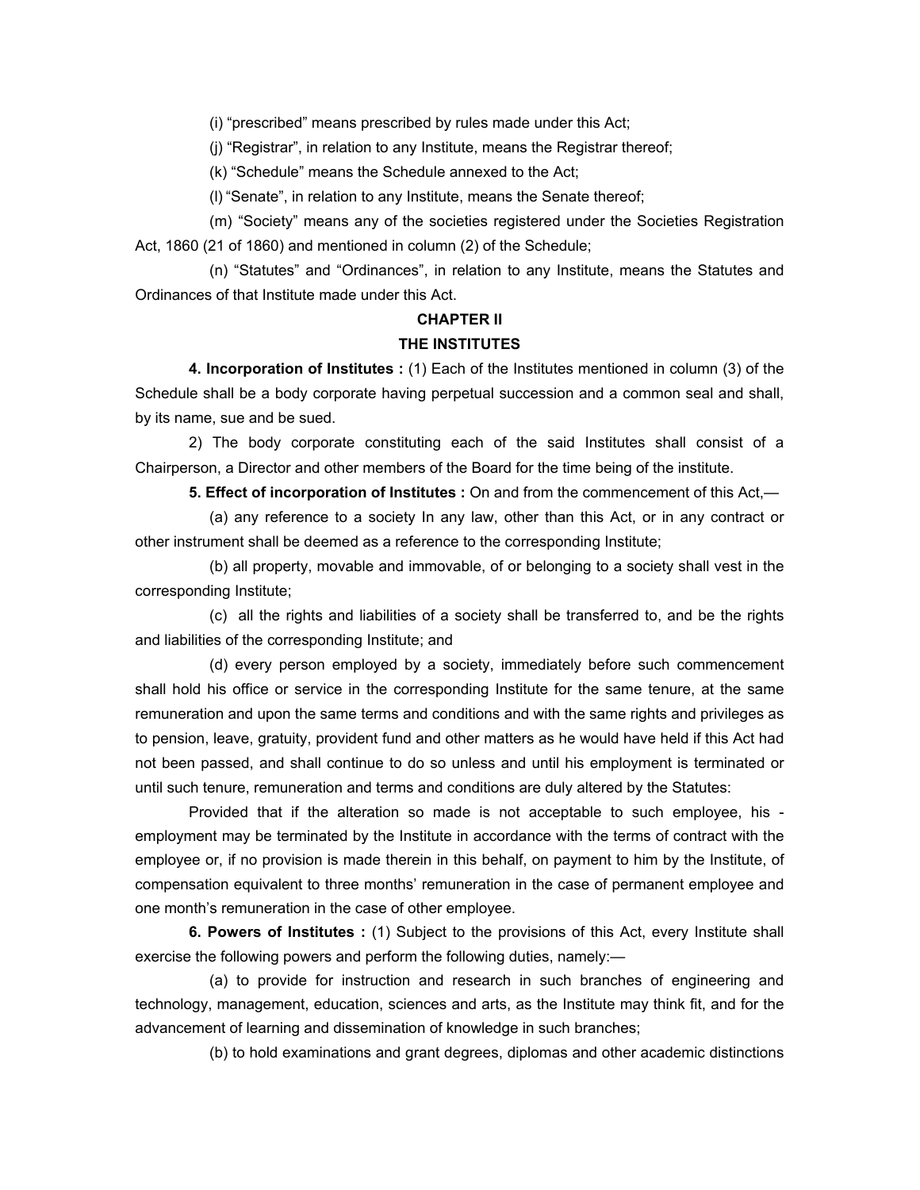(i) "prescribed" means prescribed by rules made under this Act;

(j) "Registrar", in relation to any Institute, means the Registrar thereof;

(k) "Schedule" means the Schedule annexed to the Act;

(l) "Senate", in relation to any Institute, means the Senate thereof;

(m) "Society" means any of the societies registered under the Societies Registration Act, 1860 (21 of 1860) and mentioned in column (2) of the Schedule;

(n) "Statutes" and "Ordinances", in relation to any Institute, means the Statutes and Ordinances of that Institute made under this Act.

## CHAPTER II

## THE INSTITUTES

**4. Incorporation of Institutes :** (1) Each of the Institutes mentioned in column (3) of the Schedule shall be a body corporate having perpetual succession and a common seal and shall, by its name, sue and be sued.

2) The body corporate constituting each of the said Institutes shall consist of a Chairperson, a Director and other members of the Board for the time being of the institute.

**5. Effect of incorporation of Institutes :** On and from the commencement of this Act,—

(a) any reference to a society In any law, other than this Act, or in any contract or other instrument shall be deemed as a reference to the corresponding Institute;

(b) all property, movable and immovable, of or belonging to a society shall vest in the corresponding Institute;

(c) all the rights and liabilities of a society shall be transferred to, and be the rights and liabilities of the corresponding Institute; and

(d) every person employed by a society, immediately before such commencement shall hold his office or service in the corresponding Institute for the same tenure, at the same remuneration and upon the same terms and conditions and with the same rights and privileges as to pension, leave, gratuity, provident fund and other matters as he would have held if this Act had not been passed, and shall continue to do so unless and until his employment is terminated or until such tenure, remuneration and terms and conditions are duly altered by the Statutes:

Provided that if the alteration so made is not acceptable to such employee, his - employment may be terminated by the Institute in accordance with the terms of contract with the employee or, if no provision is made therein in this behalf, on payment to him by the Institute, of compensation equivalent to three months' remuneration in the case of permanent employee and one month's remuneration in the case of other employee.

**6. Powers of Institutes :** (1) Subject to the provisions of this Act, every Institute shall exercise the following powers and perform the following duties, namely:—

(a) to provide for instruction and research in such branches of engineering and technology, management, education, sciences and arts, as the Institute may think fit, and for the advancement of learning and dissemination of knowledge in such branches;

(b) to hold examinations and grant degrees, diplomas and other academic distinctions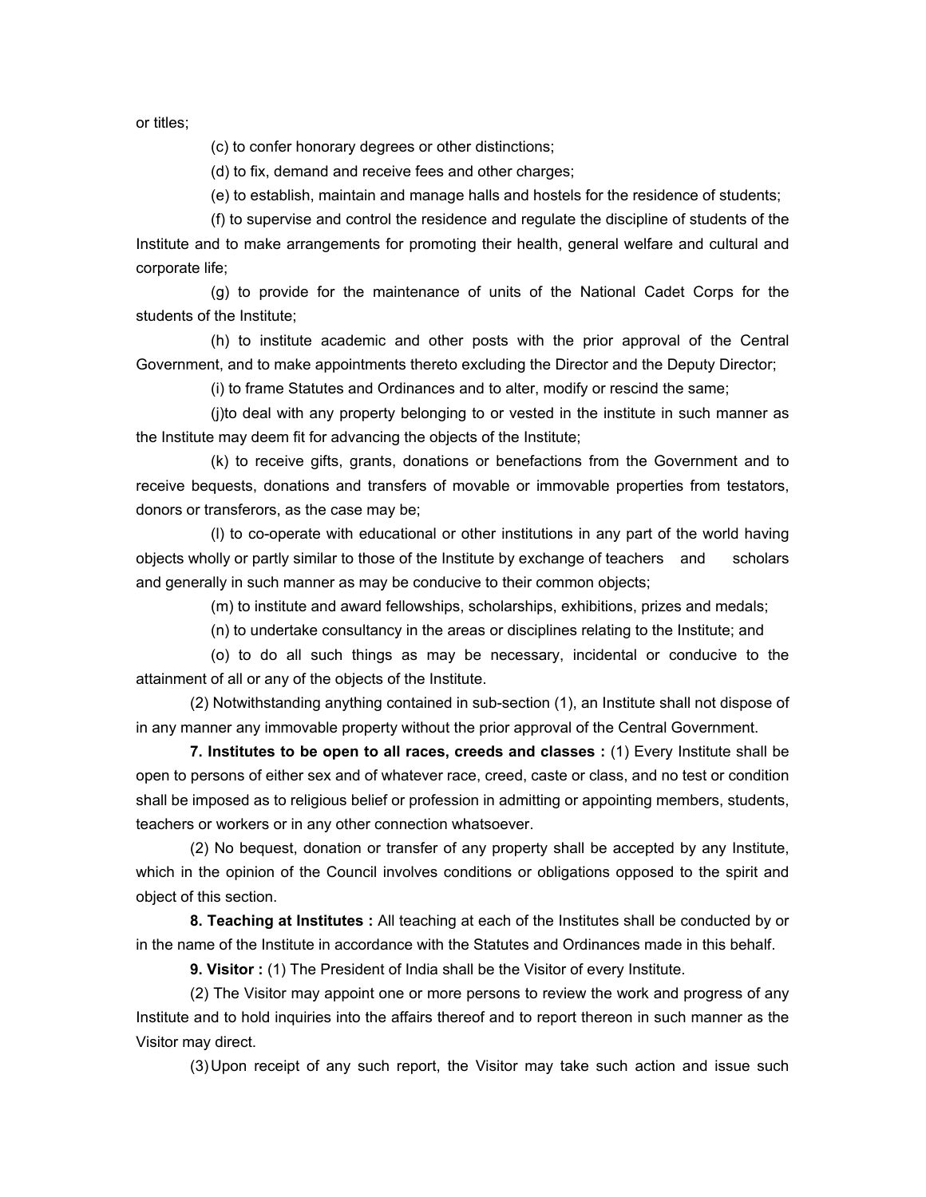or titles;

(c) to confer honorary degrees or other distinctions;

(d) to fix, demand and receive fees and other charges;

(e) to establish, maintain and manage halls and hostels for the residence of students;

(f) to supervise and control the residence and regulate the discipline of students of the Institute and to make arrangements for promoting their health, general welfare and cultural and corporate life;

(g) to provide for the maintenance of units of the National Cadet Corps for the students of the Institute;

(h) to institute academic and other posts with the prior approval of the Central Government, and to make appointments thereto excluding the Director and the Deputy Director;

(i) to frame Statutes and Ordinances and to alter, modify or rescind the same;

(j)to deal with any property belonging to or vested in the institute in such manner as the Institute may deem fit for advancing the objects of the Institute;

(k) to receive gifts, grants, donations or benefactions from the Government and to receive bequests, donations and transfers of movable or immovable properties from testators, donors or transferors, as the case may be;

(l) to co-operate with educational or other institutions in any part of the world having objects wholly or partly similar to those of the Institute by exchange of teachers and scholars and generally in such manner as may be conducive to their common objects;

(m) to institute and award fellowships, scholarships, exhibitions, prizes and medals;

(n) to undertake consultancy in the areas or disciplines relating to the Institute; and

(o) to do all such things as may be necessary, incidental or conducive to the attainment of all or any of the objects of the Institute.

(2) Notwithstanding anything contained in sub-section (1), an Institute shall not dispose of in any manner any immovable property without the prior approval of the Central Government.

**7. Institutes to be open to all races, creeds and classes :** (1) Every Institute shall be open to persons of either sex and of whatever race, creed, caste or class, and no test or condition shall be imposed as to religious belief or profession in admitting or appointing members, students, teachers or workers or in any other connection whatsoever.

(2) No bequest, donation or transfer of any property shall be accepted by any Institute, which in the opinion of the Council involves conditions or obligations opposed to the spirit and object of this section.

**8. Teaching at Institutes :** All teaching at each of the Institutes shall be conducted by or in the name of the Institute in accordance with the Statutes and Ordinances made in this behalf.

**9. Visitor :** (1) The President of India shall be the Visitor of every Institute.

(2) The Visitor may appoint one or more persons to review the work and progress of any Institute and to hold inquiries into the affairs thereof and to report thereon in such manner as the Visitor may direct.

(3) Upon receipt of any such report, the Visitor may take such action and issue such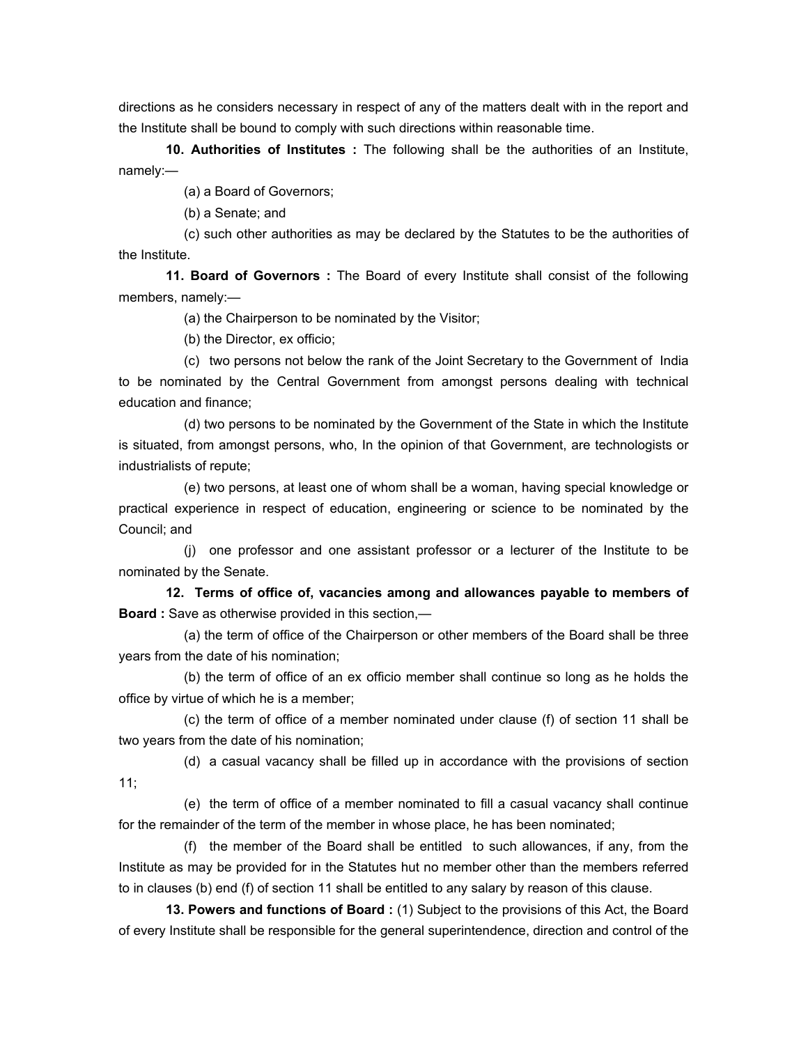directions as he considers necessary in respect of any of the matters dealt with in the report and the Institute shall be bound to comply with such directions within reasonable time.

**10. Authorities of Institutes :** The following shall be the authorities of an Institute, namely:—

(a) a Board of Governors;

(b) a Senate; and

(c) such other authorities as may be declared by the Statutes to be the authorities of the Institute.

**11. Board of Governors :** The Board of every Institute shall consist of the following members, namely:—

(a) the Chairperson to be nominated by the Visitor;

(b) the Director, ex officio;

(c) two persons not below the rank of the Joint Secretary to the Government of India to be nominated by the Central Government from amongst persons dealing with technical education and finance;

(d) two persons to be nominated by the Government of the State in which the Institute is situated, from amongst persons, who, In the opinion of that Government, are technologists or industrialists of repute;

(e) two persons, at least one of whom shall be a woman, having special knowledge or practical experience in respect of education, engineering or science to be nominated by the Council; and

(j) one professor and one assistant professor or a lecturer of the Institute to be nominated by the Senate.

**12. Terms of office of, vacancies among and allowances payable to members of Board :** Save as otherwise provided in this section,—

(a) the term of office of the Chairperson or other members of the Board shall be three years from the date of his nomination;

(b) the term of office of an ex officio member shall continue so long as he holds the office by virtue of which he is a member;

(c) the term of office of a member nominated under clause (f) of section 11 shall be two years from the date of his nomination;

(d) a casual vacancy shall be filled up in accordance with the provisions of section 11;

(e) the term of office of a member nominated to fill a casual vacancy shall continue for the remainder of the term of the member in whose place, he has been nominated;

(f) the member of the Board shall be entitled to such allowances, if any, from the Institute as may be provided for in the Statutes hut no member other than the members referred to in clauses (b) end (f) of section 11 shall be entitled to any salary by reason of this clause.

**13. Powers and functions of Board :** (1) Subject to the provisions of this Act, the Board of every Institute shall be responsible for the general superintendence, direction and control of the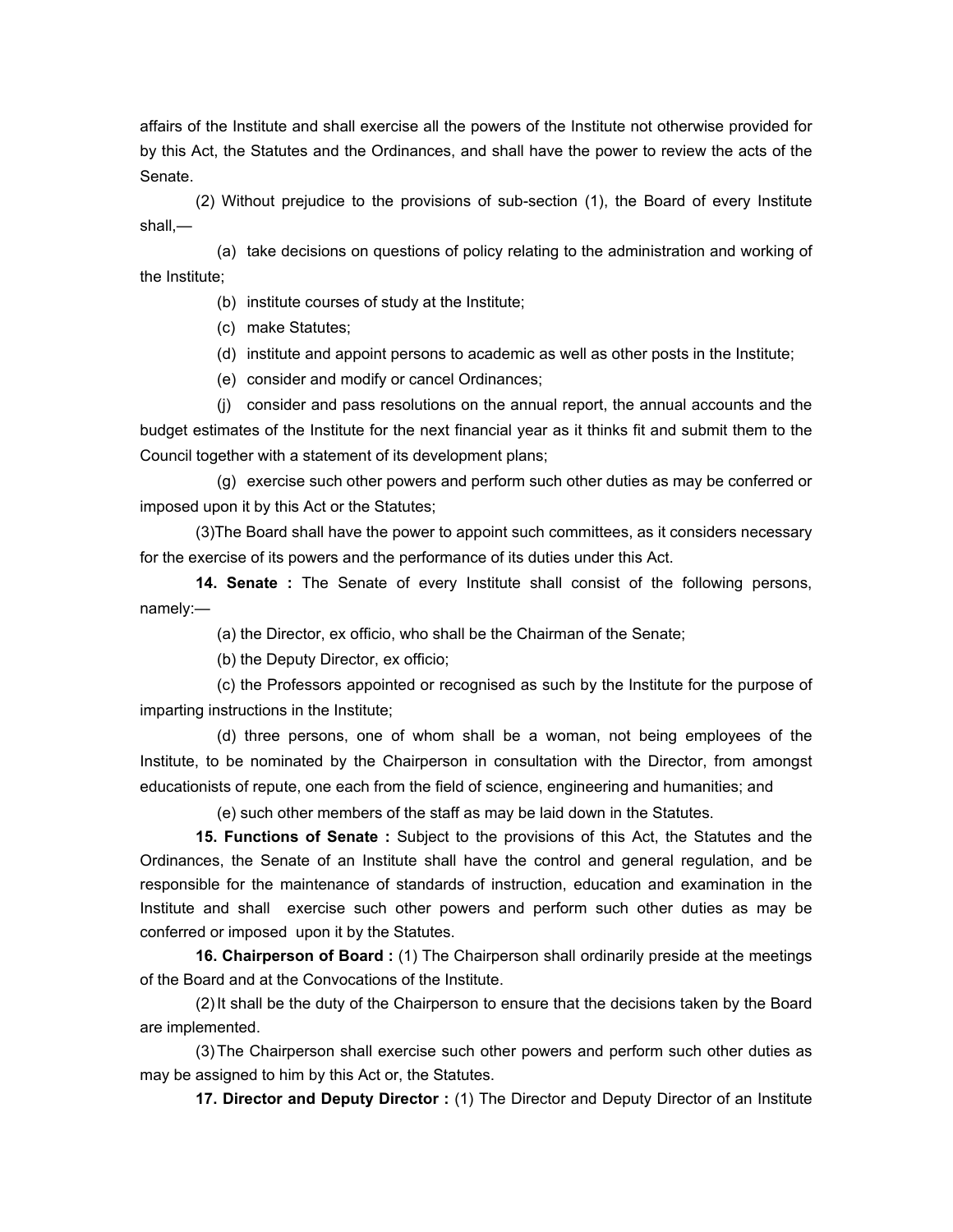affairs of the Institute and shall exercise all the powers of the Institute not otherwise provided for by this Act, the Statutes and the Ordinances, and shall have the power to review the acts of the Senate.

(2) Without prejudice to the provisions of sub-section (1), the Board of every Institute shall,—

(a) take decisions on questions of policy relating to the administration and working of the Institute;

(b) institute courses of study at the Institute;

(c) make Statutes;

(d) institute and appoint persons to academic as well as other posts in the Institute;

(e) consider and modify or cancel Ordinances;

(j) consider and pass resolutions on the annual report, the annual accounts and the budget estimates of the Institute for the next financial year as it thinks fit and submit them to the Council together with a statement of its development plans;

(g) exercise such other powers and perform such other duties as may be conferred or imposed upon it by this Act or the Statutes;

(3)The Board shall have the power to appoint such committees, as it considers necessary for the exercise of its powers and the performance of its duties under this Act.

**14. Senate :** The Senate of every Institute shall consist of the following persons, namely:—

(a) the Director, ex officio, who shall be the Chairman of the Senate;

(b) the Deputy Director, ex officio;

(c) the Professors appointed or recognised as such by the Institute for the purpose of imparting instructions in the Institute;

(d) three persons, one of whom shall be a woman, not being employees of the Institute, to be nominated by the Chairperson in consultation with the Director, from amongst educationists of repute, one each from the field of science, engineering and humanities; and

(e) such other members of the staff as may be laid down in the Statutes.

**15. Functions of Senate :** Subject to the provisions of this Act, the Statutes and the Ordinances, the Senate of an Institute shall have the control and general regulation, and be responsible for the maintenance of standards of instruction, education and examination in the Institute and shall exercise such other powers and perform such other duties as may be conferred or imposed upon it by the Statutes.

**16. Chairperson of Board :** (1) The Chairperson shall ordinarily preside at the meetings of the Board and at the Convocations of the Institute.

(2) It shall be the duty of the Chairperson to ensure that the decisions taken by the Board are implemented.

(3) The Chairperson shall exercise such other powers and perform such other duties as may be assigned to him by this Act or, the Statutes.

**17. Director and Deputy Director :** (1) The Director and Deputy Director of an Institute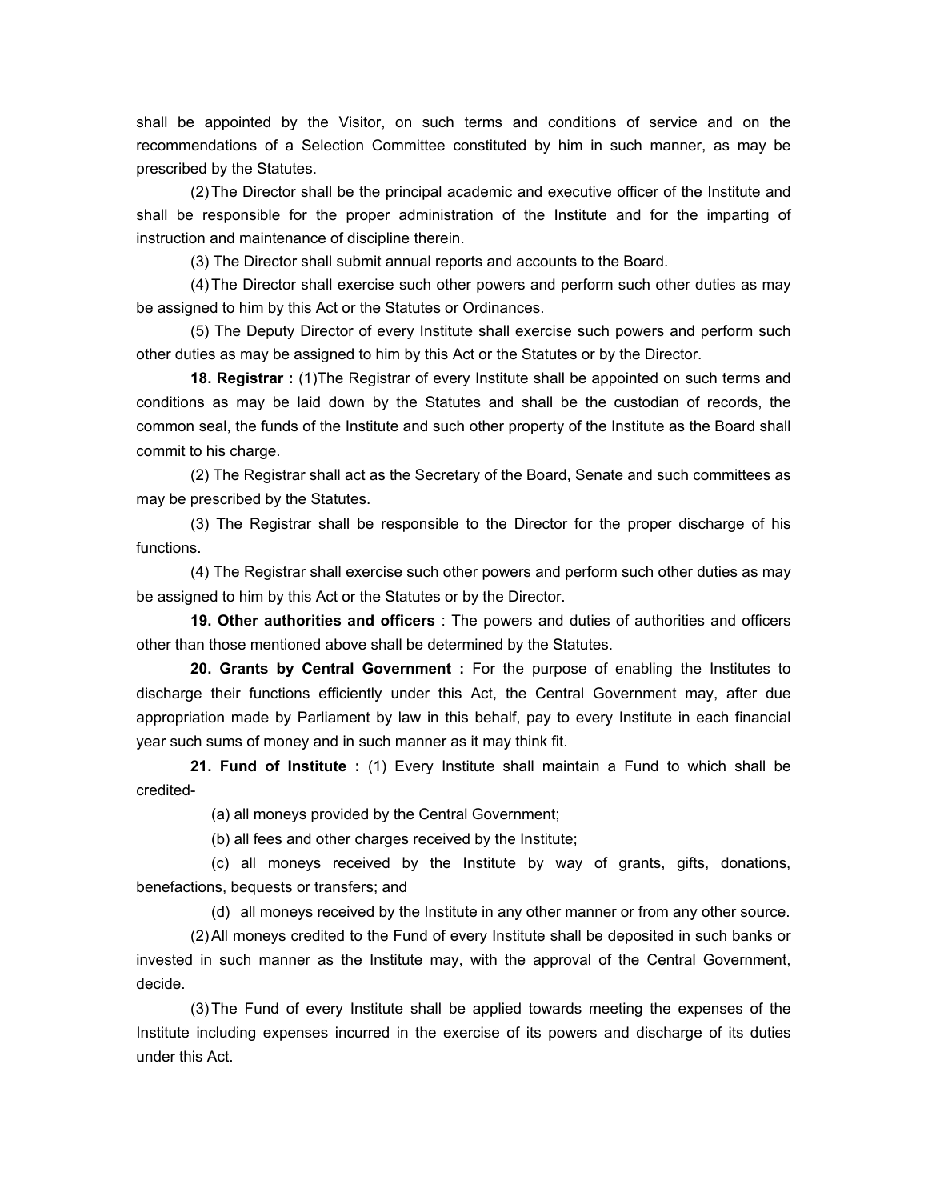shall be appointed by the Visitor, on such terms and conditions of service and on the recommendations of a Selection Committee constituted by him in such manner, as may be prescribed by the Statutes.

(2) The Director shall be the principal academic and executive officer of the Institute and shall be responsible for the proper administration of the Institute and for the imparting of instruction and maintenance of discipline therein.

(3) The Director shall submit annual reports and accounts to the Board.

(4) The Director shall exercise such other powers and perform such other duties as may be assigned to him by this Act or the Statutes or Ordinances.

(5) The Deputy Director of every Institute shall exercise such powers and perform such other duties as may be assigned to him by this Act or the Statutes or by the Director.

**18. Registrar :** (1)The Registrar of every Institute shall be appointed on such terms and conditions as may be laid down by the Statutes and shall be the custodian of records, the common seal, the funds of the Institute and such other property of the Institute as the Board shall commit to his charge.

(2) The Registrar shall act as the Secretary of the Board, Senate and such committees as may be prescribed by the Statutes.

(3) The Registrar shall be responsible to the Director for the proper discharge of his functions.

(4) The Registrar shall exercise such other powers and perform such other duties as may be assigned to him by this Act or the Statutes or by the Director.

**19. Other authorities and officers** : The powers and duties of authorities and officers other than those mentioned above shall be determined by the Statutes.

**20. Grants by Central Government :** For the purpose of enabling the Institutes to discharge their functions efficiently under this Act, the Central Government may, after due appropriation made by Parliament by law in this behalf, pay to every Institute in each financial year such sums of money and in such manner as it may think fit.

**21. Fund of Institute :** (1) Every Institute shall maintain a Fund to which shall be credited-

(a) all moneys provided by the Central Government;

(b) all fees and other charges received by the Institute;

(c) all moneys received by the Institute by way of grants, gifts, donations, benefactions, bequests or transfers; and

(d) all moneys received by the Institute in any other manner or from any other source.

(2) All moneys credited to the Fund of every Institute shall be deposited in such banks or invested in such manner as the Institute may, with the approval of the Central Government, decide.

(3) The Fund of every Institute shall be applied towards meeting the expenses of the Institute including expenses incurred in the exercise of its powers and discharge of its duties under this Act.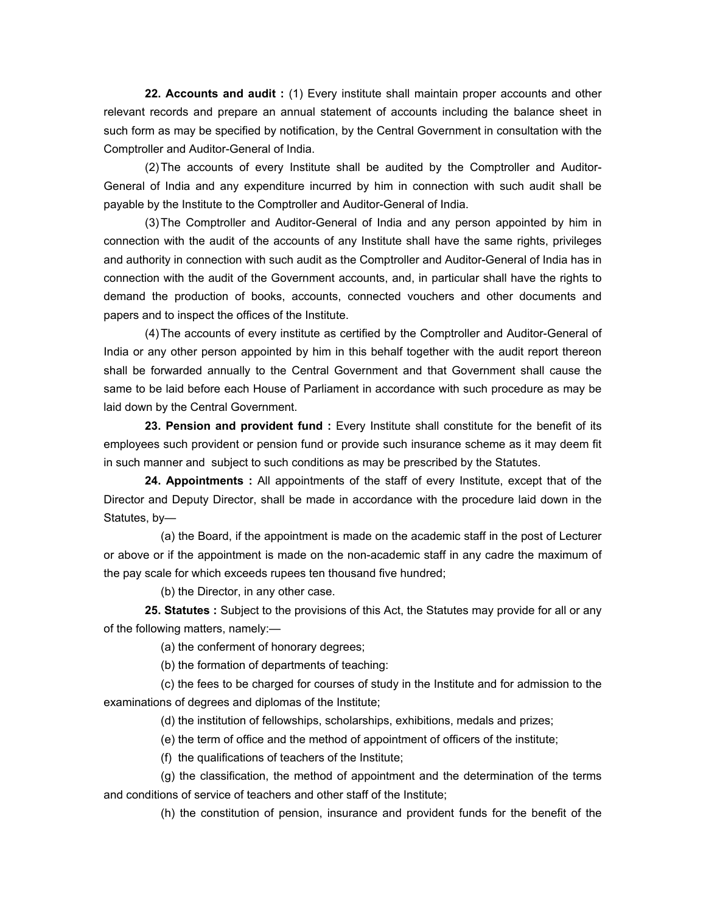**22. Accounts and audit :** (1) Every institute shall maintain proper accounts and other relevant records and prepare an annual statement of accounts including the balance sheet in such form as may be specified by notification, by the Central Government in consultation with the Comptroller and Auditor-General of India.

(2) The accounts of every Institute shall be audited by the Comptroller and Auditor-General of India and any expenditure incurred by him in connection with such audit shall be payable by the Institute to the Comptroller and Auditor-General of India.

(3) The Comptroller and Auditor-General of India and any person appointed by him in connection with the audit of the accounts of any Institute shall have the same rights, privileges and authority in connection with such audit as the Comptroller and Auditor-General of India has in connection with the audit of the Government accounts, and, in particular shall have the rights to demand the production of books, accounts, connected vouchers and other documents and papers and to inspect the offices of the Institute.

(4) The accounts of every institute as certified by the Comptroller and Auditor-General of India or any other person appointed by him in this behalf together with the audit report thereon shall be forwarded annually to the Central Government and that Government shall cause the same to be laid before each House of Parliament in accordance with such procedure as may be laid down by the Central Government.

**23. Pension and provident fund :** Every Institute shall constitute for the benefit of its employees such provident or pension fund or provide such insurance scheme as it may deem fit in such manner and subject to such conditions as may be prescribed by the Statutes.

**24. Appointments :** All appointments of the staff of every Institute, except that of the Director and Deputy Director, shall be made in accordance with the procedure laid down in the Statutes, by—

(a) the Board, if the appointment is made on the academic staff in the post of Lecturer or above or if the appointment is made on the non-academic staff in any cadre the maximum of the pay scale for which exceeds rupees ten thousand five hundred;

(b) the Director, in any other case.

**25. Statutes :** Subject to the provisions of this Act, the Statutes may provide for all or any of the following matters, namely:—

(a) the conferment of honorary degrees;

(b) the formation of departments of teaching:

(c) the fees to be charged for courses of study in the Institute and for admission to the examinations of degrees and diplomas of the Institute;

(d) the institution of fellowships, scholarships, exhibitions, medals and prizes;

(e) the term of office and the method of appointment of officers of the institute;

(f) the qualifications of teachers of the Institute;

(g) the classification, the method of appointment and the determination of the terms and conditions of service of teachers and other staff of the Institute;

(h) the constitution of pension, insurance and provident funds for the benefit of the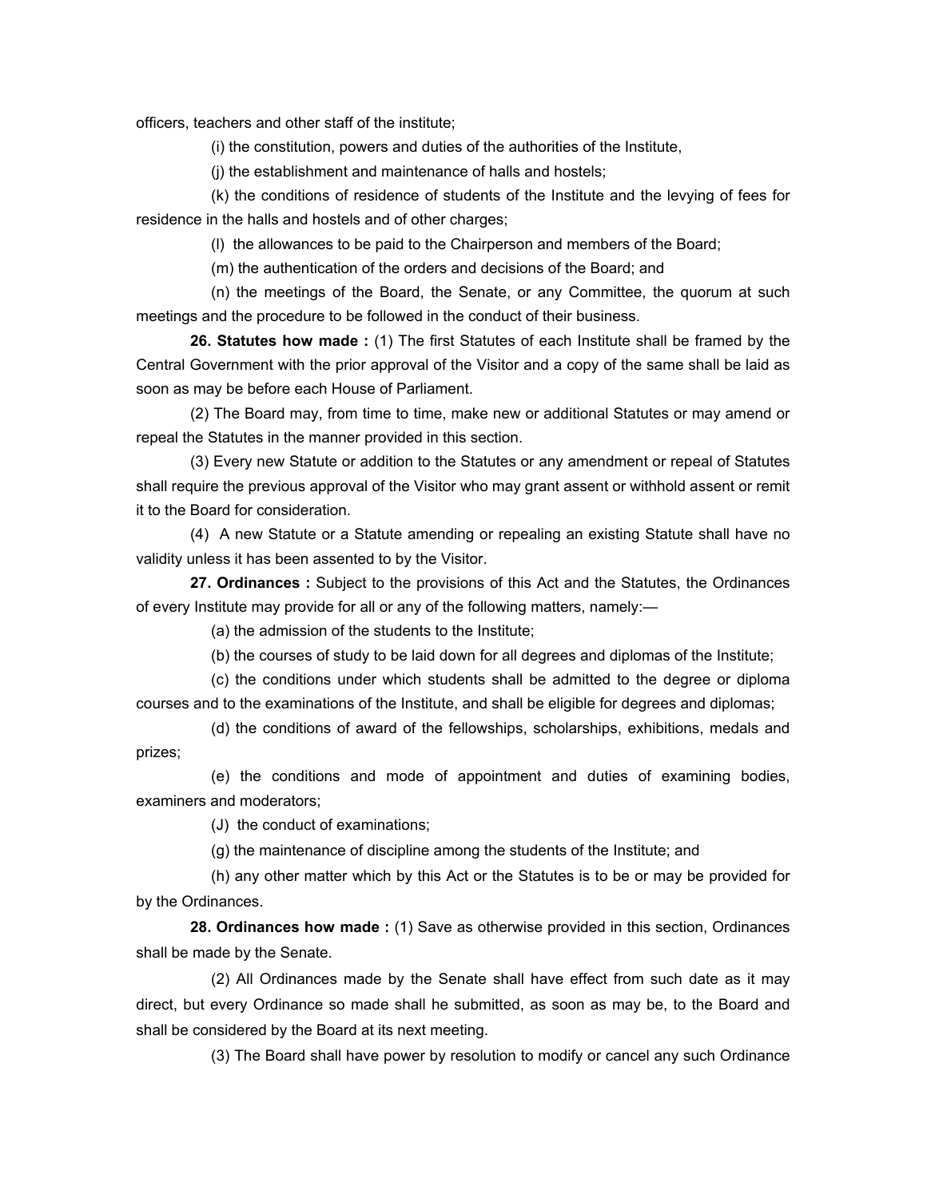officers, teachers and other staff of the institute;

(i) the constitution, powers and duties of the authorities of the Institute,

(j) the establishment and maintenance of halls and hostels;

(k) the conditions of residence of students of the Institute and the levying of fees for residence in the halls and hostels and of other charges;

(l) the allowances to be paid to the Chairperson and members of the Board;

(m) the authentication of the orders and decisions of the Board; and

(n) the meetings of the Board, the Senate, or any Committee, the quorum at such meetings and the procedure to be followed in the conduct of their business.

**26. Statutes how made :** (1) The first Statutes of each Institute shall be framed by the Central Government with the prior approval of the Visitor and a copy of the same shall be laid as soon as may be before each House of Parliament.

(2) The Board may, from time to time, make new or additional Statutes or may amend or repeal the Statutes in the manner provided in this section.

(3) Every new Statute or addition to the Statutes or any amendment or repeal of Statutes shall require the previous approval of the Visitor who may grant assent or withhold assent or remit it to the Board for consideration.

(4) A new Statute or a Statute amending or repealing an existing Statute shall have no validity unless it has been assented to by the Visitor.

**27. Ordinances :** Subject to the provisions of this Act and the Statutes, the Ordinances of every Institute may provide for all or any of the following matters, namely:—

(a) the admission of the students to the Institute;

(b) the courses of study to be laid down for all degrees and diplomas of the Institute;

(c) the conditions under which students shall be admitted to the degree or diploma courses and to the examinations of the Institute, and shall be eligible for degrees and diplomas;

(d) the conditions of award of the fellowships, scholarships, exhibitions, medals and prizes;

(e) the conditions and mode of appointment and duties of examining bodies, examiners and moderators;

(J) the conduct of examinations;

(g) the maintenance of discipline among the students of the Institute; and

(h) any other matter which by this Act or the Statutes is to be or may be provided for by the Ordinances.

**28. Ordinances how made :** (1) Save as otherwise provided in this section, Ordinances shall be made by the Senate.

(2) All Ordinances made by the Senate shall have effect from such date as it may direct, but every Ordinance so made shall he submitted, as soon as may be, to the Board and shall be considered by the Board at its next meeting.

(3) The Board shall have power by resolution to modify or cancel any such Ordinance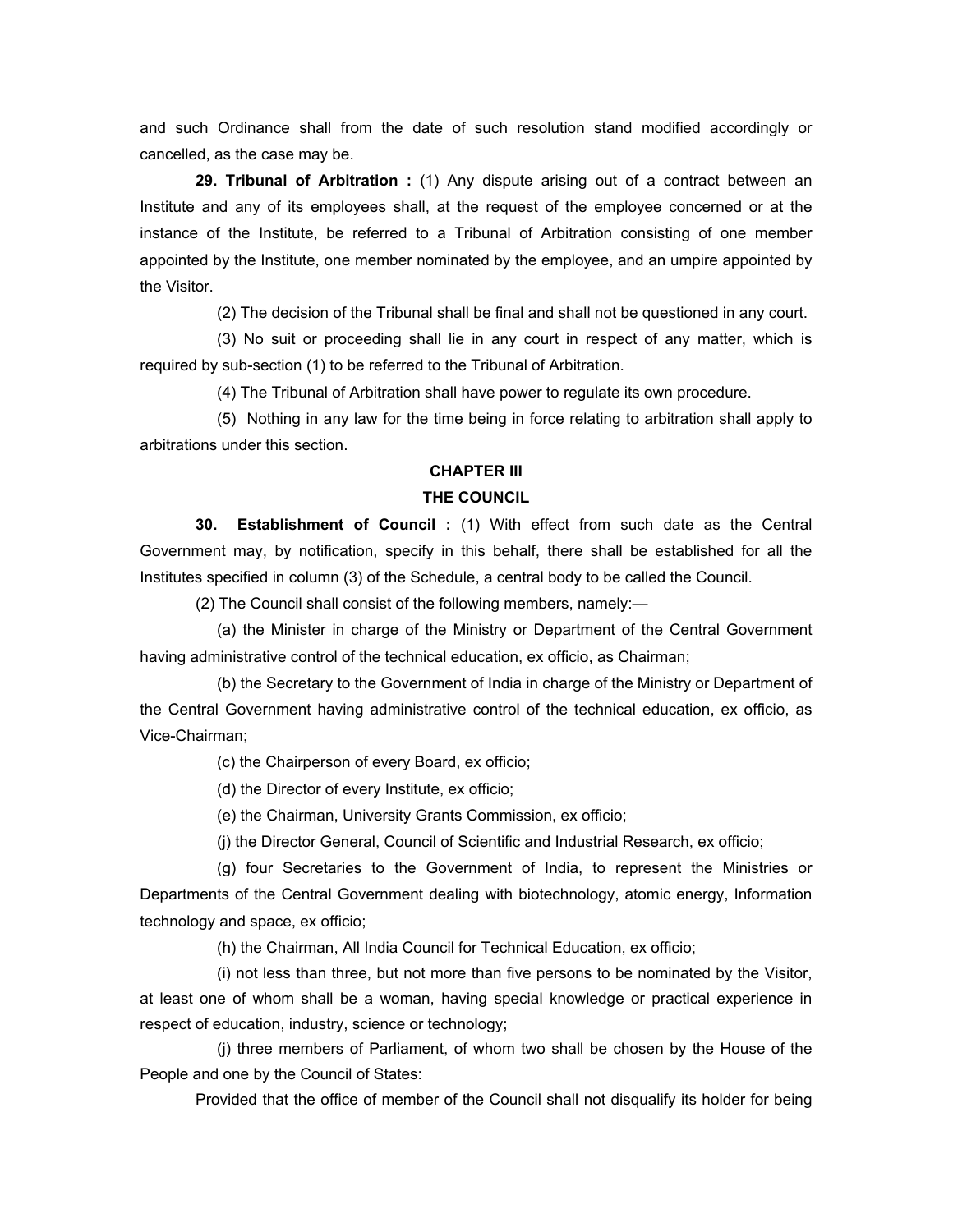and such Ordinance shall from the date of such resolution stand modified accordingly or cancelled, as the case may be.

**29. Tribunal of Arbitration :** (1) Any dispute arising out of a contract between an Institute and any of its employees shall, at the request of the employee concerned or at the instance of the Institute, be referred to a Tribunal of Arbitration consisting of one member appointed by the Institute, one member nominated by the employee, and an umpire appointed by the Visitor.

(2) The decision of the Tribunal shall be final and shall not be questioned in any court.

(3) No suit or proceeding shall lie in any court in respect of any matter, which is required by sub-section (1) to be referred to the Tribunal of Arbitration.

(4) The Tribunal of Arbitration shall have power to regulate its own procedure.

(5) Nothing in any law for the time being in force relating to arbitration shall apply to arbitrations under this section.

## CHAPTER III

## THE COUNCIL

**30. Establishment of Council :** (1) With effect from such date as the Central Government may, by notification, specify in this behalf, there shall be established for all the Institutes specified in column (3) of the Schedule, a central body to be called the Council.

(2) The Council shall consist of the following members, namely:—

(a) the Minister in charge of the Ministry or Department of the Central Government having administrative control of the technical education, ex officio, as Chairman;

(b) the Secretary to the Government of India in charge of the Ministry or Department of the Central Government having administrative control of the technical education, ex officio, as Vice-Chairman;

(c) the Chairperson of every Board, ex officio;

(d) the Director of every Institute, ex officio;

(e) the Chairman, University Grants Commission, ex officio;

(j) the Director General, Council of Scientific and Industrial Research, ex officio;

(g) four Secretaries to the Government of India, to represent the Ministries or Departments of the Central Government dealing with biotechnology, atomic energy, Information technology and space, ex officio;

(h) the Chairman, All India Council for Technical Education, ex officio;

(i) not less than three, but not more than five persons to be nominated by the Visitor, at least one of whom shall be a woman, having special knowledge or practical experience in respect of education, industry, science or technology;

(j) three members of Parliament, of whom two shall be chosen by the House of the People and one by the Council of States:

Provided that the office of member of the Council shall not disqualify its holder for being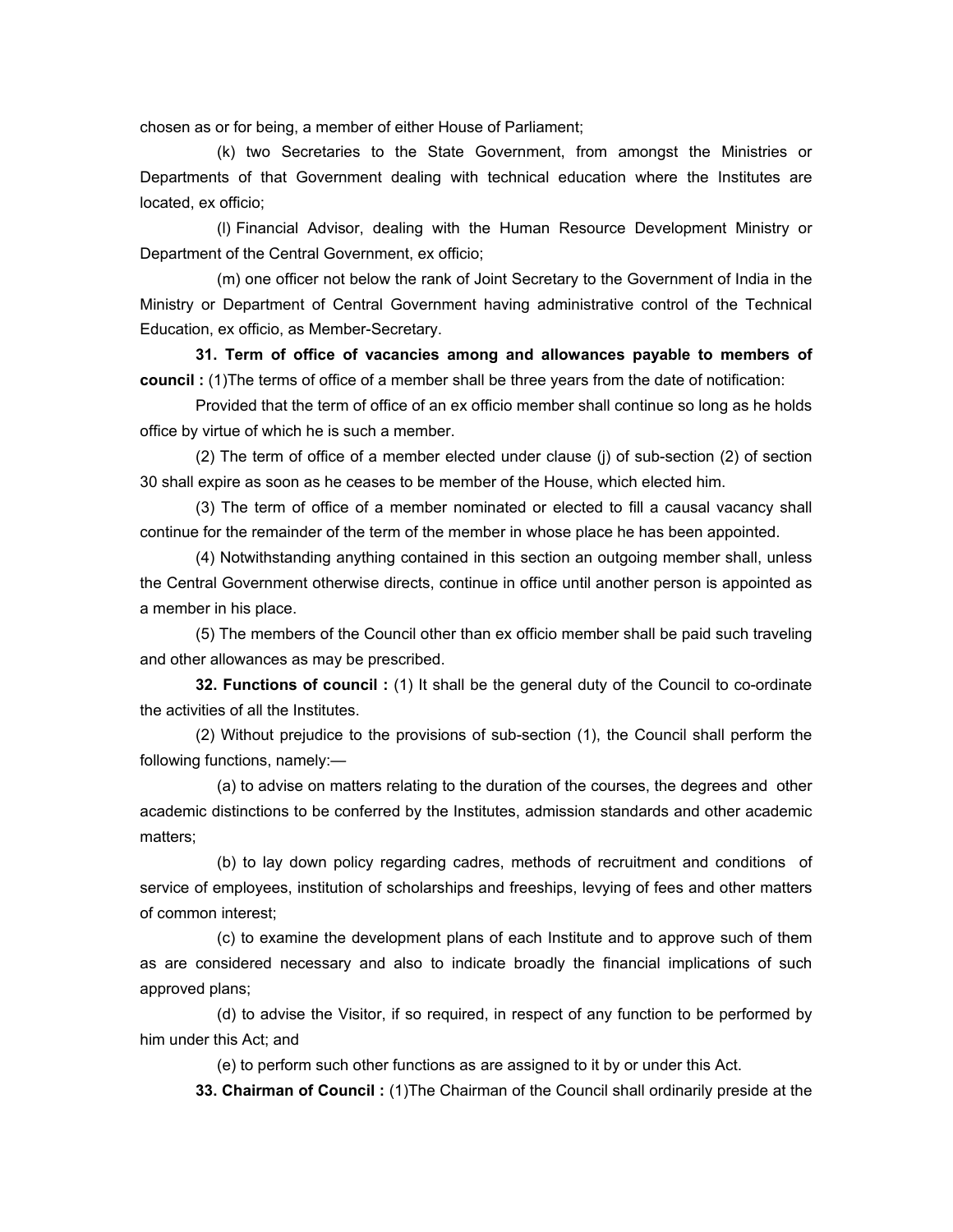chosen as or for being, a member of either House of Parliament;

(k) two Secretaries to the State Government, from amongst the Ministries or Departments of that Government dealing with technical education where the Institutes are located, ex officio;

(l) Financial Advisor, dealing with the Human Resource Development Ministry or Department of the Central Government, ex officio;

(m) one officer not below the rank of Joint Secretary to the Government of India in the Ministry or Department of Central Government having administrative control of the Technical Education, ex officio, as Member-Secretary.

**31. Term of office of vacancies among and allowances payable to members of council :** (1)The terms of office of a member shall be three years from the date of notification:

Provided that the term of office of an ex officio member shall continue so long as he holds office by virtue of which he is such a member.

(2) The term of office of a member elected under clause (j) of sub-section (2) of section 30 shall expire as soon as he ceases to be member of the House, which elected him.

(3) The term of office of a member nominated or elected to fill a causal vacancy shall continue for the remainder of the term of the member in whose place he has been appointed.

(4) Notwithstanding anything contained in this section an outgoing member shall, unless the Central Government otherwise directs, continue in office until another person is appointed as a member in his place.

(5) The members of the Council other than ex officio member shall be paid such traveling and other allowances as may be prescribed.

**32. Functions of council :** (1) It shall be the general duty of the Council to co-ordinate the activities of all the Institutes.

(2) Without prejudice to the provisions of sub-section (1), the Council shall perform the following functions, namely:—

(a) to advise on matters relating to the duration of the courses, the degrees and other academic distinctions to be conferred by the Institutes, admission standards and other academic matters;

(b) to lay down policy regarding cadres, methods of recruitment and conditions of service of employees, institution of scholarships and freeships, levying of fees and other matters of common interest;

(c) to examine the development plans of each Institute and to approve such of them as are considered necessary and also to indicate broadly the financial implications of such approved plans;

(d) to advise the Visitor, if so required, in respect of any function to be performed by him under this Act; and

(e) to perform such other functions as are assigned to it by or under this Act.

**33. Chairman of Council :** (1)The Chairman of the Council shall ordinarily preside at the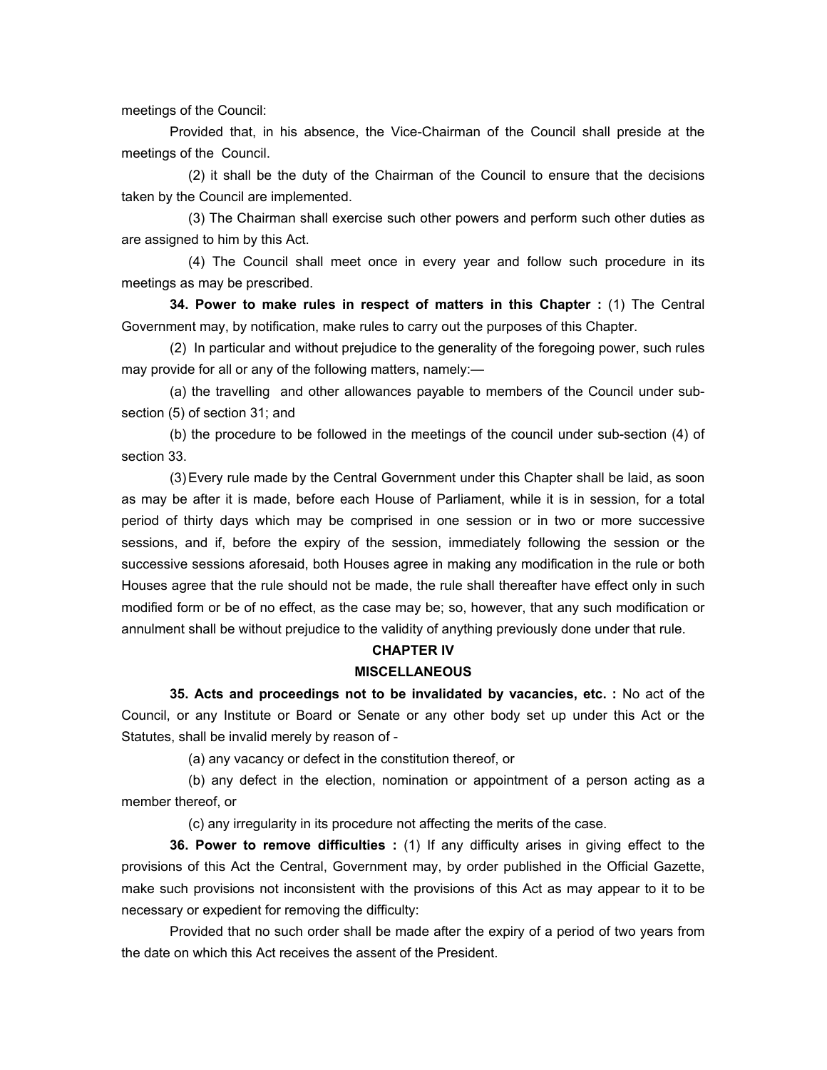meetings of the Council:

Provided that, in his absence, the Vice-Chairman of the Council shall preside at the meetings of the Council.

(2) it shall be the duty of the Chairman of the Council to ensure that the decisions taken by the Council are implemented.

(3) The Chairman shall exercise such other powers and perform such other duties as are assigned to him by this Act.

(4) The Council shall meet once in every year and follow such procedure in its meetings as may be prescribed.

**34. Power to make rules in respect of matters in this Chapter :** (1) The Central Government may, by notification, make rules to carry out the purposes of this Chapter.

(2) In particular and without prejudice to the generality of the foregoing power, such rules may provide for all or any of the following matters, namely:—

(a) the travelling and other allowances payable to members of the Council under sub-section (5) of section 31; and

(b) the procedure to be followed in the meetings of the council under sub-section (4) of section 33.

(3) Every rule made by the Central Government under this Chapter shall be laid, as soon as may be after it is made, before each House of Parliament, while it is in session, for a total period of thirty days which may be comprised in one session or in two or more successive sessions, and if, before the expiry of the session, immediately following the session or the successive sessions aforesaid, both Houses agree in making any modification in the rule or both Houses agree that the rule should not be made, the rule shall thereafter have effect only in such modified form or be of no effect, as the case may be; so, however, that any such modification or annulment shall be without prejudice to the validity of anything previously done under that rule.

## CHAPTER IV

## MISCELLANEOUS

**35. Acts and proceedings not to be invalidated by vacancies, etc. :** No act of the Council, or any Institute or Board or Senate or any other body set up under this Act or the Statutes, shall be invalid merely by reason of -

(a) any vacancy or defect in the constitution thereof, or

(b) any defect in the election, nomination or appointment of a person acting as a member thereof, or

(c) any irregularity in its procedure not affecting the merits of the case.

**36. Power to remove difficulties :** (1) If any difficulty arises in giving effect to the provisions of this Act the Central, Government may, by order published in the Official Gazette, make such provisions not inconsistent with the provisions of this Act as may appear to it to be necessary or expedient for removing the difficulty:

Provided that no such order shall be made after the expiry of a period of two years from the date on which this Act receives the assent of the President.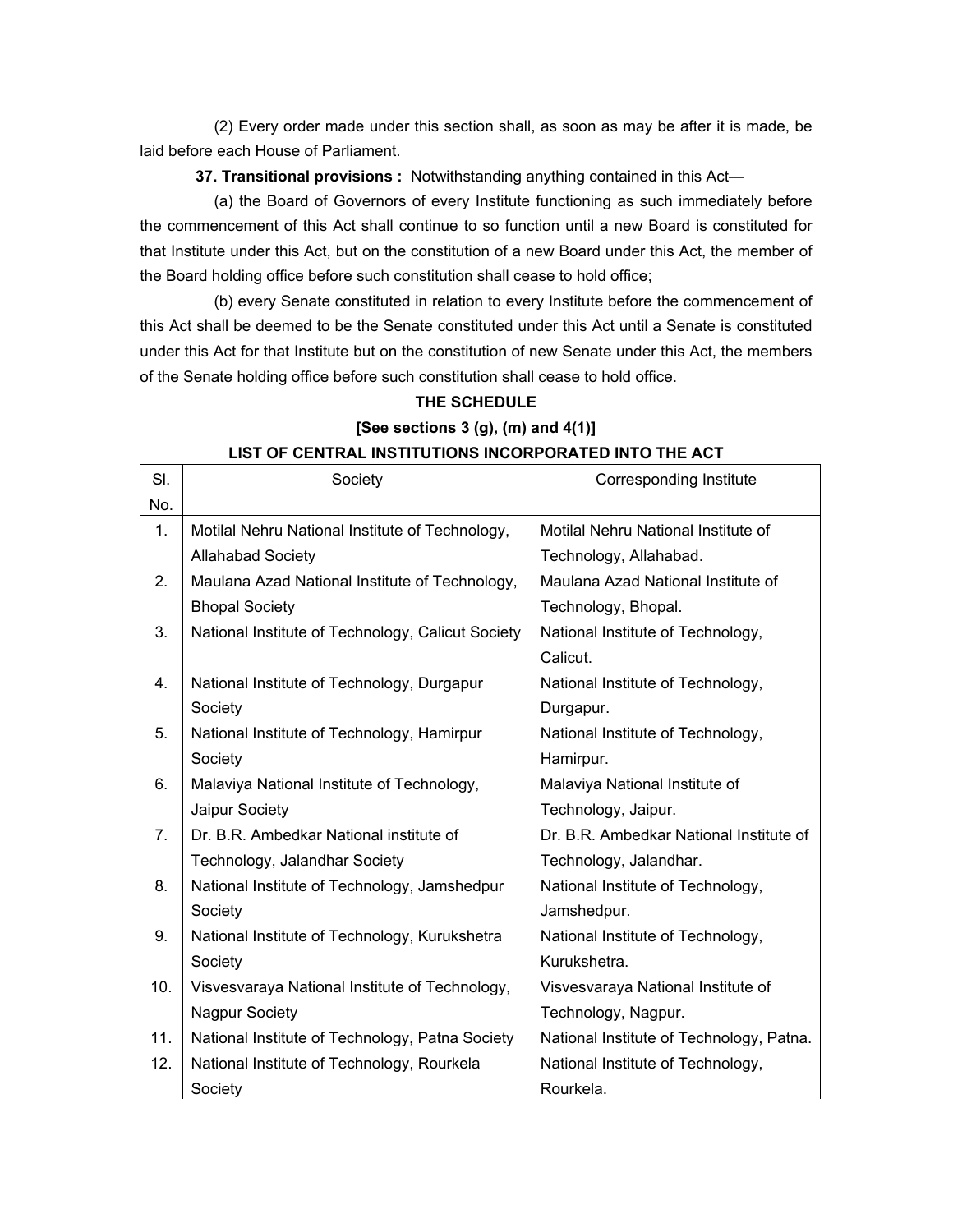(2) Every order made under this section shall, as soon as may be after it is made, be laid before each House of Parliament.

**37. Transitional provisions :** Notwithstanding anything contained in this Act—

(a) the Board of Governors of every Institute functioning as such immediately before the commencement of this Act shall continue to so function until a new Board is constituted for that Institute under this Act, but on the constitution of a new Board under this Act, the member of the Board holding office before such constitution shall cease to hold office;

(b) every Senate constituted in relation to every Institute before the commencement of this Act shall be deemed to be the Senate constituted under this Act until a Senate is constituted under this Act for that Institute but on the constitution of new Senate under this Act, the members of the Senate holding office before such constitution shall cease to hold office.

**THE SCHEDULE**

**[See sections 3 (g), (m) and 4(1)]**

**LIST OF CENTRAL INSTITUTIONS INCORPORATED INTO THE ACT**

| Sl. No. | Society | Corresponding Institute |
|---|---|---|
| 1. | Motilal Nehru National Institute of Technology, Allahabad Society | Motilal Nehru National Institute of Technology, Allahabad. |
| 2. | Maulana Azad National Institute of Technology, Bhopal Society | Maulana Azad National Institute of Technology, Bhopal. |
| 3. | National Institute of Technology, Calicut Society | National Institute of Technology, Calicut. |
| 4. | National Institute of Technology, Durgapur Society | National Institute of Technology, Durgapur. |
| 5. | National Institute of Technology, Hamirpur Society | National Institute of Technology, Hamirpur. |
| 6. | Malaviya National Institute of Technology, Jaipur Society | Malaviya National Institute of Technology, Jaipur. |
| 7. | Dr. B.R. Ambedkar National institute of Technology, Jalandhar Society | Dr. B.R. Ambedkar National Institute of Technology, Jalandhar. |
| 8. | National Institute of Technology, Jamshedpur Society | National Institute of Technology, Jamshedpur. |
| 9. | National Institute of Technology, Kurukshetra Society | National Institute of Technology, Kurukshetra. |
| 10. | Visvesvaraya National Institute of Technology, Nagpur Society | Visvesvaraya National Institute of Technology, Nagpur. |
| 11. | National Institute of Technology, Patna Society | National Institute of Technology, Patna. |
| 12. | National Institute of Technology, Rourkela Society | National Institute of Technology, Rourkela. |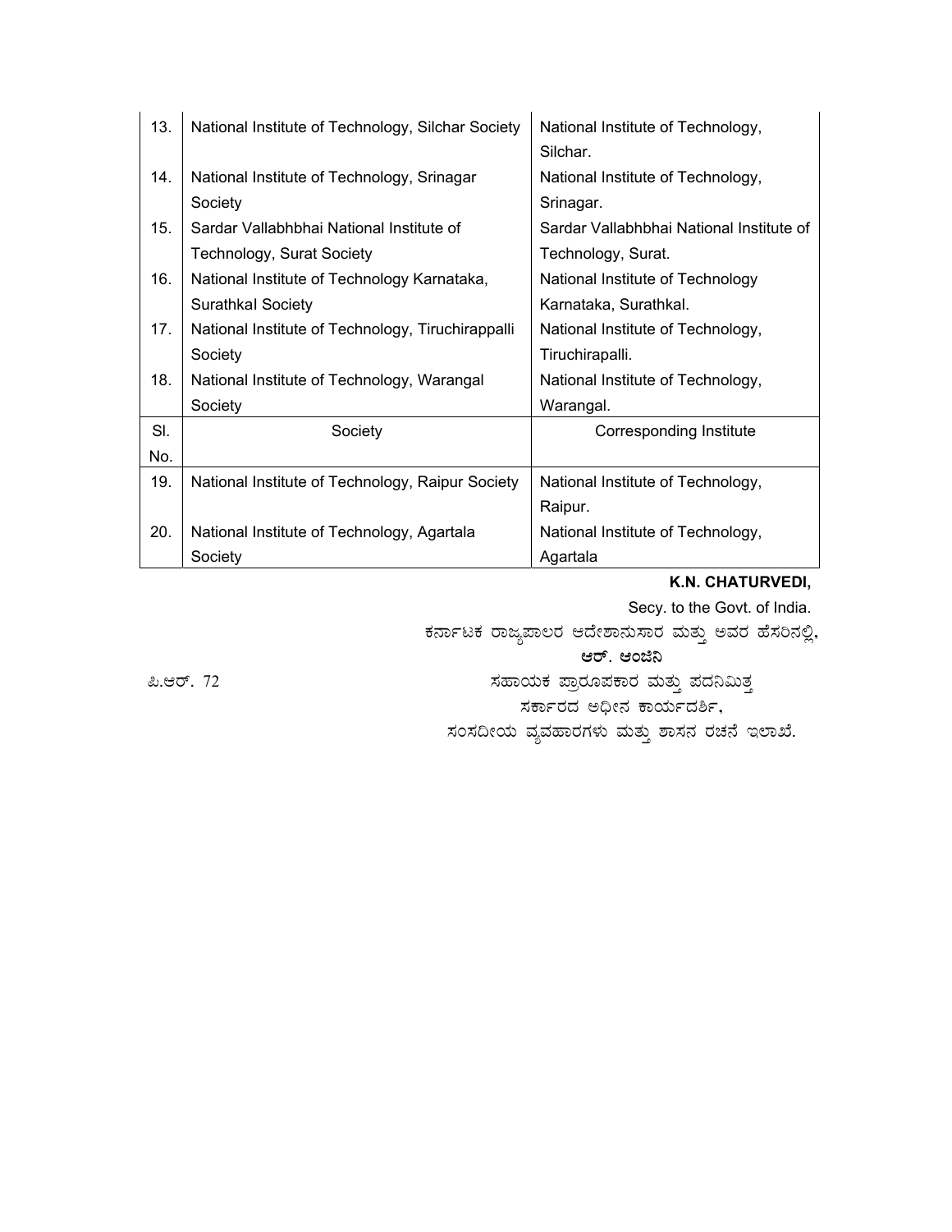| | | |
|---|---|---|
| 13. | National Institute of Technology, Silchar Society | National Institute of Technology, Silchar. |
| 14. | National Institute of Technology, Srinagar Society | National Institute of Technology, Srinagar. |
| 15. | Sardar Vallabhbhai National Institute of Technology, Surat Society | Sardar Vallabhbhai National Institute of Technology, Surat. |
| 16. | National Institute of Technology Karnataka, Surathkal Society | National Institute of Technology Karnataka, Surathkal. |
| 17. | National Institute of Technology, Tiruchirappalli Society | National Institute of Technology, Tiruchirapalli. |
| 18. | National Institute of Technology, Warangal Society | National Institute of Technology, Warangal. |
| Sl. No. | Society | Corresponding Institute |
| 19. | National Institute of Technology, Raipur Society | National Institute of Technology, Raipur. |
| 20. | National Institute of Technology, Agartala Society | National Institute of Technology, Agartala |

**K.N. CHATURVEDI,**

Secy. to the Govt. of India.

ಕರ್ನಾಟಕ ರಾಜ್ಯಪಾಲರ ಆದೇಶಾನುಸಾರ ಮತ್ತು ಅವರ ಹೆಸರಿನಲ್ಲಿ,

**ಆರ್. ಆಂಜಿನಿ**

ಸಹಾಯಕ ಪ್ರಾರೂಪಕಾರ ಮತ್ತು ಪದನಿಮಿತ್ತ

ಸರ್ಕಾರದ ಅಧೀನ ಕಾರ್ಯದರ್ಶಿ,

ಸಂಸದೀಯ ವ್ಯವಹಾರಗಳು ಮತ್ತು ಶಾಸನ ರಚನೆ ಇಲಾಖೆ.

ಪಿ.ಆರ್. 72